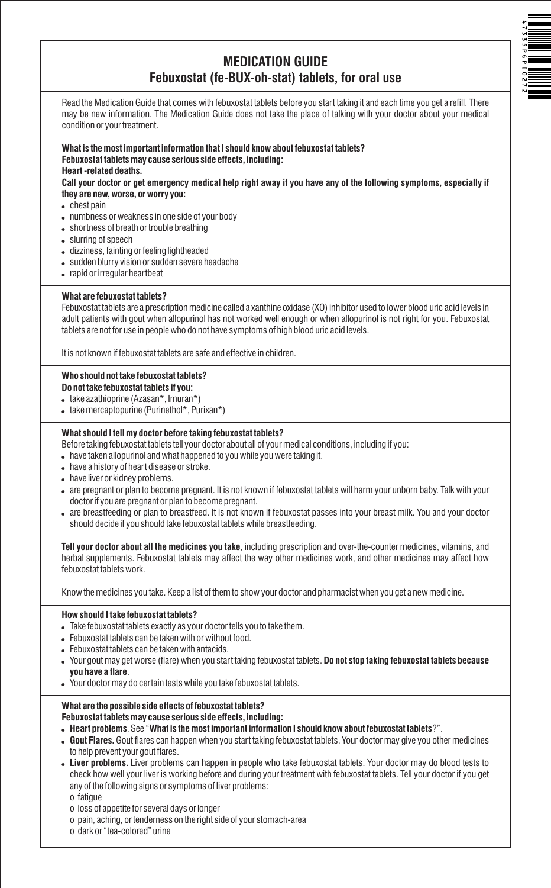# MEDICATION GUIDE
## Febuxostat (fe-BUX-oh-stat) tablets, for oral use

Read the Medication Guide that comes with febuxostat tablets before you start taking it and each time you get a refill. There may be new information. The Medication Guide does not take the place of talking with your doctor about your medical condition or your treatment.

**What is the most important information that I should know about febuxostat tablets?**
**Febuxostat tablets may cause serious side effects, including:**
**Heart -related deaths.**
**Call your doctor or get emergency medical help right away if you have any of the following symptoms, especially if they are new, worse, or worry you:**

- chest pain
- numbness or weakness in one side of your body
- shortness of breath or trouble breathing
- slurring of speech
- dizziness, fainting or feeling lightheaded
- sudden blurry vision or sudden severe headache
- rapid or irregular heartbeat

**What are febuxostat tablets?**
Febuxostat tablets are a prescription medicine called a xanthine oxidase (XO) inhibitor used to lower blood uric acid levels in adult patients with gout when allopurinol has not worked well enough or when allopurinol is not right for you. Febuxostat tablets are not for use in people who do not have symptoms of high blood uric acid levels.

It is not known if febuxostat tablets are safe and effective in children.

**Who should not take febuxostat tablets?**
**Do not take febuxostat tablets if you:**

- take azathioprine (Azasan*, Imuran*)
- take mercaptopurine (Purinethol*, Purixan*)

**What should I tell my doctor before taking febuxostat tablets?**
Before taking febuxostat tablets tell your doctor about all of your medical conditions, including if you:

- have taken allopurinol and what happened to you while you were taking it.
- have a history of heart disease or stroke.
- have liver or kidney problems.
- are pregnant or plan to become pregnant. It is not known if febuxostat tablets will harm your unborn baby. Talk with your doctor if you are pregnant or plan to become pregnant.
- are breastfeeding or plan to breastfeed. It is not known if febuxostat passes into your breast milk. You and your doctor should decide if you should take febuxostat tablets while breastfeeding.

**Tell your doctor about all the medicines you take**, including prescription and over-the-counter medicines, vitamins, and herbal supplements. Febuxostat tablets may affect the way other medicines work, and other medicines may affect how febuxostat tablets work.

Know the medicines you take. Keep a list of them to show your doctor and pharmacist when you get a new medicine.

**How should I take febuxostat tablets?**

- Take febuxostat tablets exactly as your doctor tells you to take them.
- Febuxostat tablets can be taken with or without food.
- Febuxostat tablets can be taken with antacids.
- Your gout may get worse (flare) when you start taking febuxostat tablets. **Do not stop taking febuxostat tablets because you have a flare**.
- Your doctor may do certain tests while you take febuxostat tablets.

**What are the possible side effects of febuxostat tablets?**
**Febuxostat tablets may cause serious side effects, including:**

- **Heart problems**. See "**What is the most important information I should know about febuxostat tablets**?".
- **Gout Flares.** Gout flares can happen when you start taking febuxostat tablets. Your doctor may give you other medicines to help prevent your gout flares.
- **Liver problems.** Liver problems can happen in people who take febuxostat tablets. Your doctor may do blood tests to check how well your liver is working before and during your treatment with febuxostat tablets. Tell your doctor if you get any of the following signs or symptoms of liver problems:
  - o fatigue
  - o loss of appetite for several days or longer
  - o pain, aching, or tenderness on the right side of your stomach-area
  - o dark or "tea-colored" urine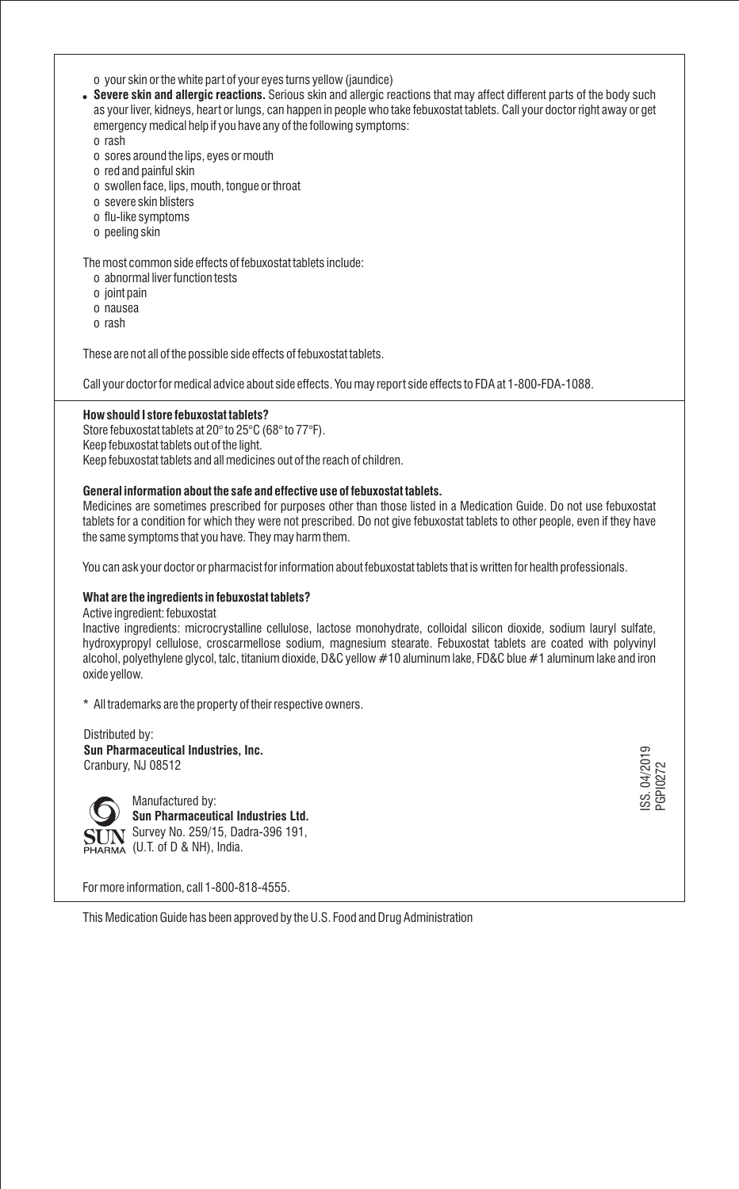- o your skin or the white part of your eyes turns yellow (jaundice)
- **Severe skin and allergic reactions.** Serious skin and allergic reactions that may affect different parts of the body such as your liver, kidneys, heart or lungs, can happen in people who take febuxostat tablets. Call your doctor right away or get emergency medical help if you have any of the following symptoms:
  - o rash
  - o sores around the lips, eyes or mouth
  - o red and painful skin
  - o swollen face, lips, mouth, tongue or throat
  - o severe skin blisters
  - o flu-like symptoms
  - o peeling skin

The most common side effects of febuxostat tablets include:

- o abnormal liver function tests
- o joint pain
- o nausea
- o rash

These are not all of the possible side effects of febuxostat tablets.

Call your doctor for medical advice about side effects. You may report side effects to FDA at 1-800-FDA-1088.

**How should I store febuxostat tablets?**

Store febuxostat tablets at 20° to 25°C (68° to 77°F).
Keep febuxostat tablets out of the light.
Keep febuxostat tablets and all medicines out of the reach of children.

**General information about the safe and effective use of febuxostat tablets.**

Medicines are sometimes prescribed for purposes other than those listed in a Medication Guide. Do not use febuxostat tablets for a condition for which they were not prescribed. Do not give febuxostat tablets to other people, even if they have the same symptoms that you have. They may harm them.

You can ask your doctor or pharmacist for information about febuxostat tablets that is written for health professionals.

**What are the ingredients in febuxostat tablets?**

Active ingredient: febuxostat

Inactive ingredients: microcrystalline cellulose, lactose monohydrate, colloidal silicon dioxide, sodium lauryl sulfate, hydroxypropyl cellulose, croscarmellose sodium, magnesium stearate. Febuxostat tablets are coated with polyvinyl alcohol, polyethylene glycol, talc, titanium dioxide, D&C yellow #10 aluminum lake, FD&C blue #1 aluminum lake and iron oxide yellow.

\* All trademarks are the property of their respective owners.

Distributed by:
**Sun Pharmaceutical Industries, Inc.**
Cranbury, NJ 08512

Manufactured by:
**Sun Pharmaceutical Industries Ltd.**
Survey No. 259/15, Dadra-396 191,
(U.T. of D & NH), India.

ISS. 04/2019
PGPI0272

For more information, call 1-800-818-4555.

This Medication Guide has been approved by the U.S. Food and Drug Administration